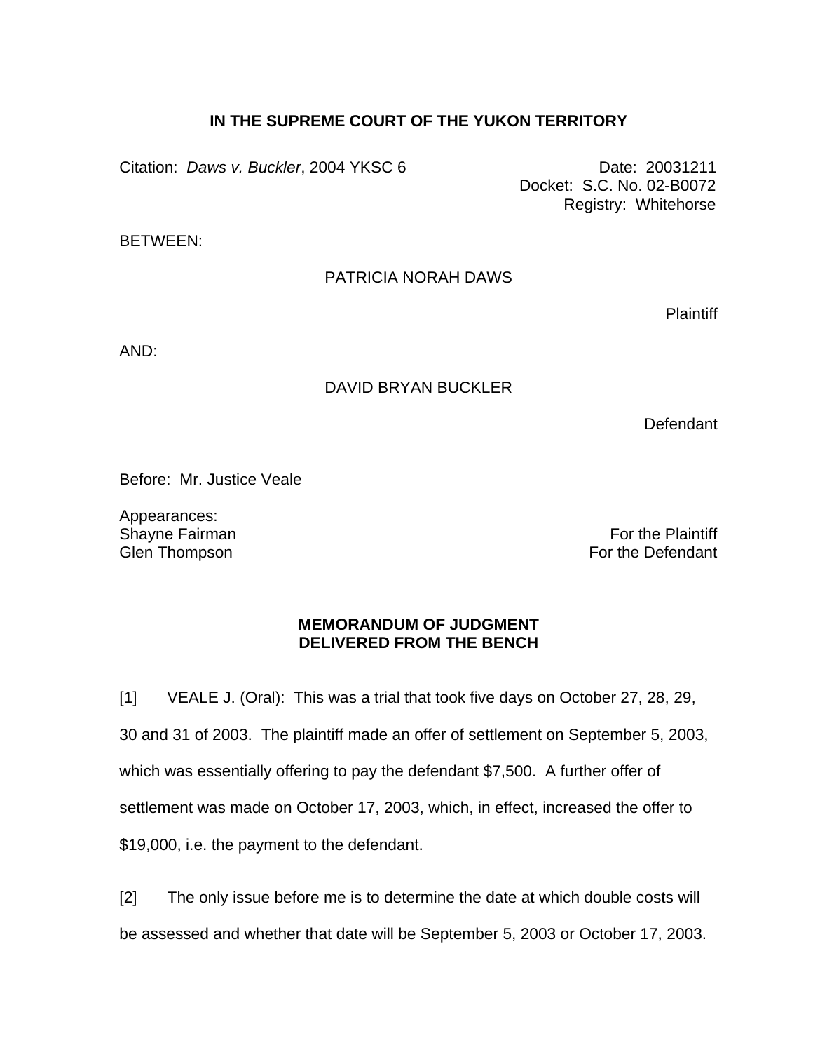**IN THE SUPREME COURT OF THE YUKON TERRITORY**

Citation: *Daws v. Buckler*, 2004 YKSC 6

Date: 20031211
Docket: S.C. No. 02-B0072
Registry: Whitehorse

BETWEEN:

PATRICIA NORAH DAWS

Plaintiff

AND:

DAVID BRYAN BUCKLER

Defendant

Before: Mr. Justice Veale

Appearances:
Shayne Fairman — For the Plaintiff
Glen Thompson — For the Defendant

**MEMORANDUM OF JUDGMENT**
**DELIVERED FROM THE BENCH**

[1] VEALE J. (Oral): This was a trial that took five days on October 27, 28, 29, 30 and 31 of 2003. The plaintiff made an offer of settlement on September 5, 2003, which was essentially offering to pay the defendant $7,500. A further offer of settlement was made on October 17, 2003, which, in effect, increased the offer to $19,000, i.e. the payment to the defendant.

[2] The only issue before me is to determine the date at which double costs will be assessed and whether that date will be September 5, 2003 or October 17, 2003.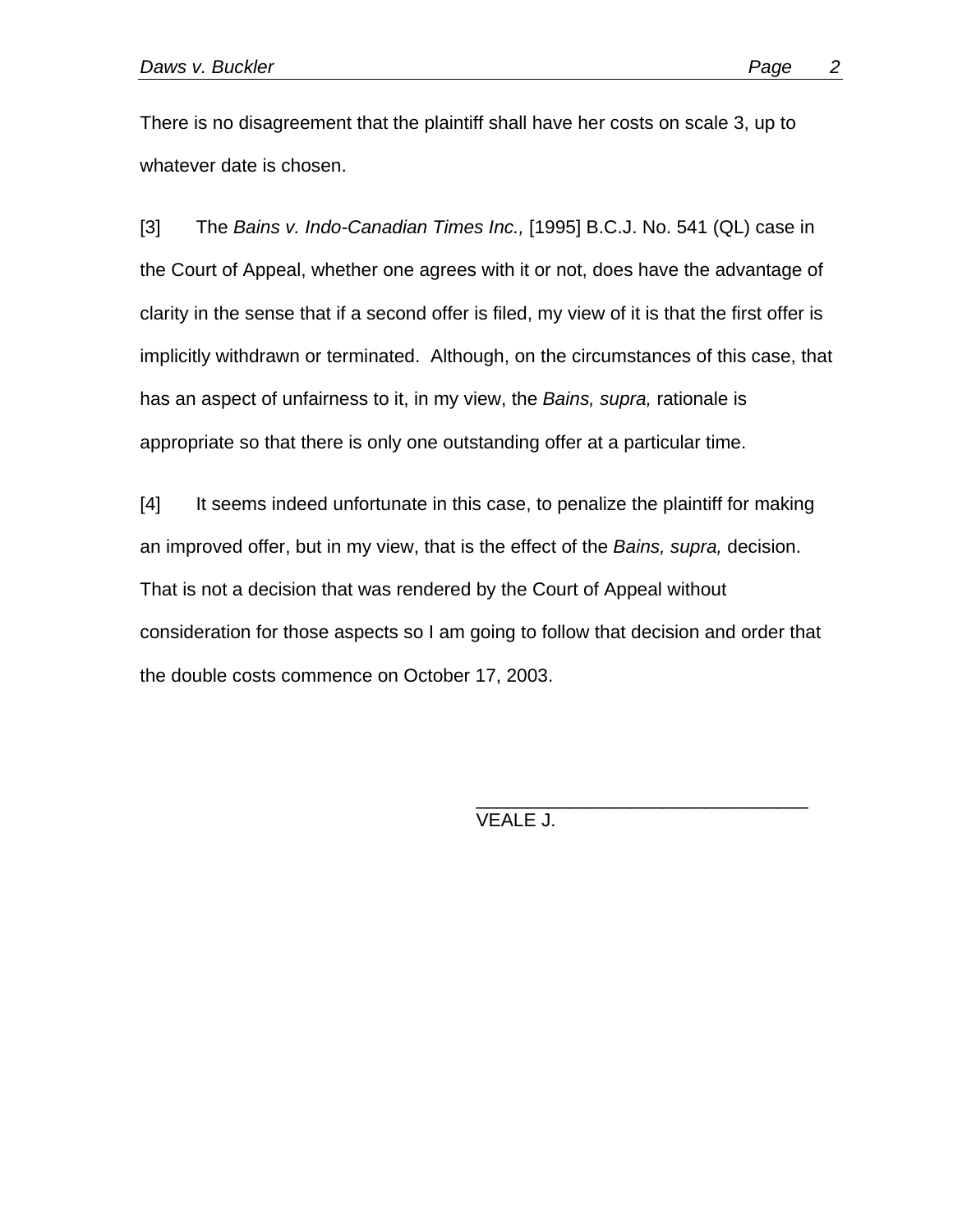There is no disagreement that the plaintiff shall have her costs on scale 3, up to whatever date is chosen.

[3] The *Bains v. Indo-Canadian Times Inc.,* [1995] B.C.J. No. 541 (QL) case in the Court of Appeal, whether one agrees with it or not, does have the advantage of clarity in the sense that if a second offer is filed, my view of it is that the first offer is implicitly withdrawn or terminated. Although, on the circumstances of this case, that has an aspect of unfairness to it, in my view, the *Bains, supra,* rationale is appropriate so that there is only one outstanding offer at a particular time.

[4] It seems indeed unfortunate in this case, to penalize the plaintiff for making an improved offer, but in my view, that is the effect of the *Bains, supra,* decision. That is not a decision that was rendered by the Court of Appeal without consideration for those aspects so I am going to follow that decision and order that the double costs commence on October 17, 2003.

\_\_\_\_\_\_\_\_\_\_\_\_\_\_\_\_\_\_\_\_\_\_\_\_\_\_\_\_\_\_\_\_

VEALE J.